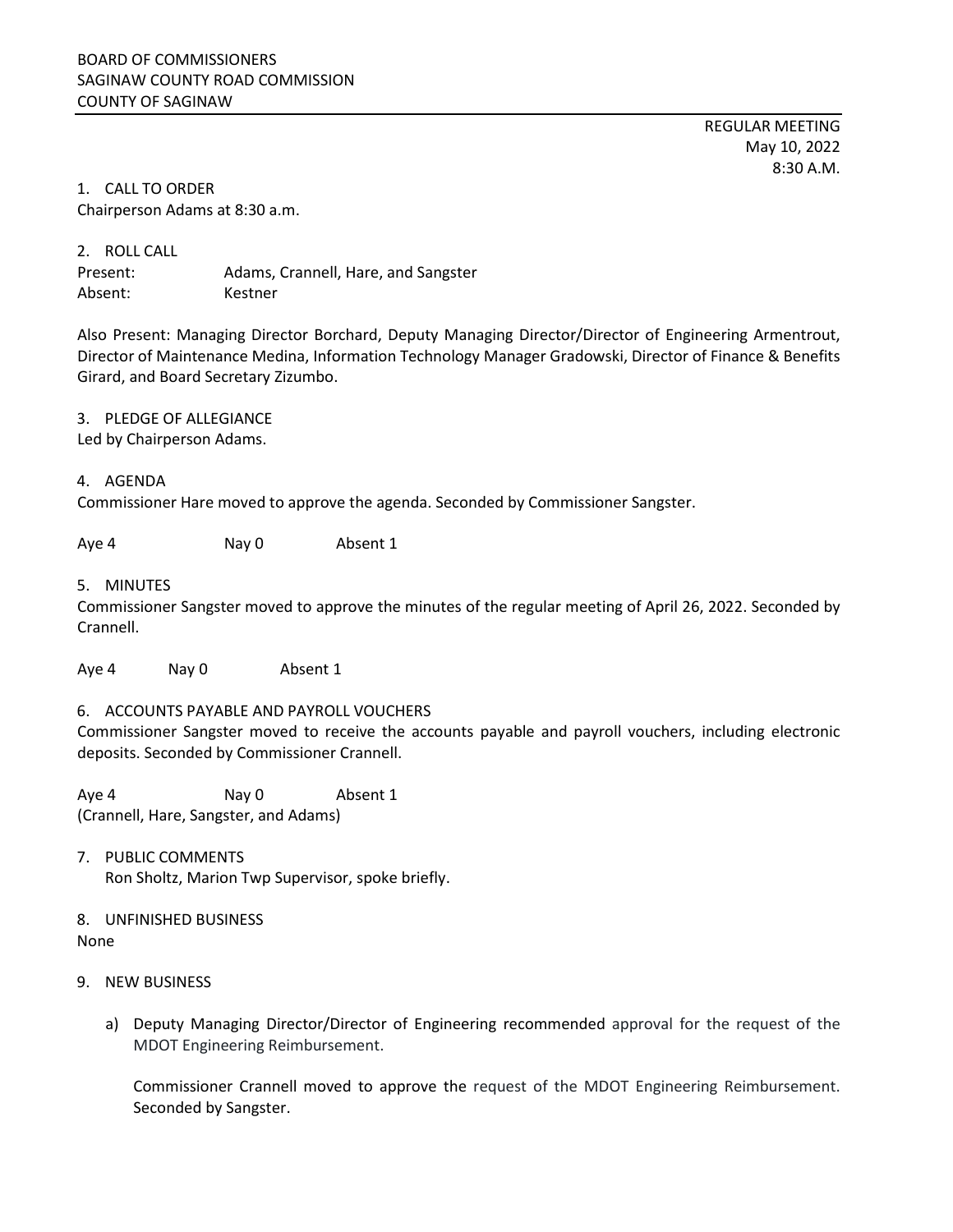BOARD OF COMMISSIONERS
SAGINAW COUNTY ROAD COMMISSION
COUNTY OF SAGINAW

REGULAR MEETING
May 10, 2022
8:30 A.M.

1. CALL TO ORDER

Chairperson Adams at 8:30 a.m.

2. ROLL CALL

Present: Adams, Crannell, Hare, and Sangster
Absent: Kestner

Also Present: Managing Director Borchard, Deputy Managing Director/Director of Engineering Armentrout, Director of Maintenance Medina, Information Technology Manager Gradowski, Director of Finance & Benefits Girard, and Board Secretary Zizumbo.

3. PLEDGE OF ALLEGIANCE

Led by Chairperson Adams.

4. AGENDA

Commissioner Hare moved to approve the agenda. Seconded by Commissioner Sangster.

Aye 4 Nay 0 Absent 1

5. MINUTES

Commissioner Sangster moved to approve the minutes of the regular meeting of April 26, 2022. Seconded by Crannell.

Aye 4 Nay 0 Absent 1

6. ACCOUNTS PAYABLE AND PAYROLL VOUCHERS

Commissioner Sangster moved to receive the accounts payable and payroll vouchers, including electronic deposits. Seconded by Commissioner Crannell.

Aye 4 Nay 0 Absent 1
(Crannell, Hare, Sangster, and Adams)

7. PUBLIC COMMENTS

Ron Sholtz, Marion Twp Supervisor, spoke briefly.

8. UNFINISHED BUSINESS

None

9. NEW BUSINESS

a) Deputy Managing Director/Director of Engineering recommended approval for the request of the MDOT Engineering Reimbursement.

Commissioner Crannell moved to approve the request of the MDOT Engineering Reimbursement. Seconded by Sangster.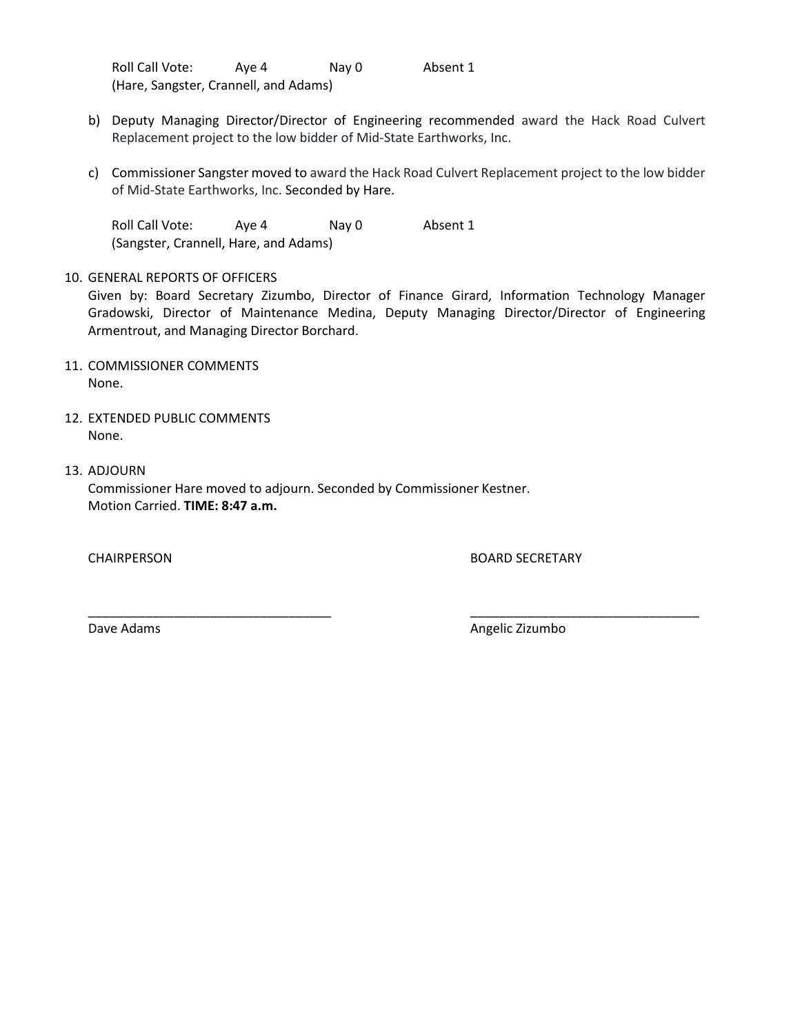Roll Call Vote: Aye 4 Nay 0 Absent 1
(Hare, Sangster, Crannell, and Adams)

b) Deputy Managing Director/Director of Engineering recommended award the Hack Road Culvert Replacement project to the low bidder of Mid-State Earthworks, Inc.

c) Commissioner Sangster moved to award the Hack Road Culvert Replacement project to the low bidder of Mid-State Earthworks, Inc. Seconded by Hare.

Roll Call Vote: Aye 4 Nay 0 Absent 1
(Sangster, Crannell, Hare, and Adams)

10. GENERAL REPORTS OF OFFICERS
Given by: Board Secretary Zizumbo, Director of Finance Girard, Information Technology Manager Gradowski, Director of Maintenance Medina, Deputy Managing Director/Director of Engineering Armentrout, and Managing Director Borchard.

11. COMMISSIONER COMMENTS
None.

12. EXTENDED PUBLIC COMMENTS
None.

13. ADJOURN
Commissioner Hare moved to adjourn. Seconded by Commissioner Kestner.
Motion Carried. **TIME: 8:47 a.m.**

CHAIRPERSON

___________________________________
Dave Adams

BOARD SECRETARY

___________________________________
Angelic Zizumbo